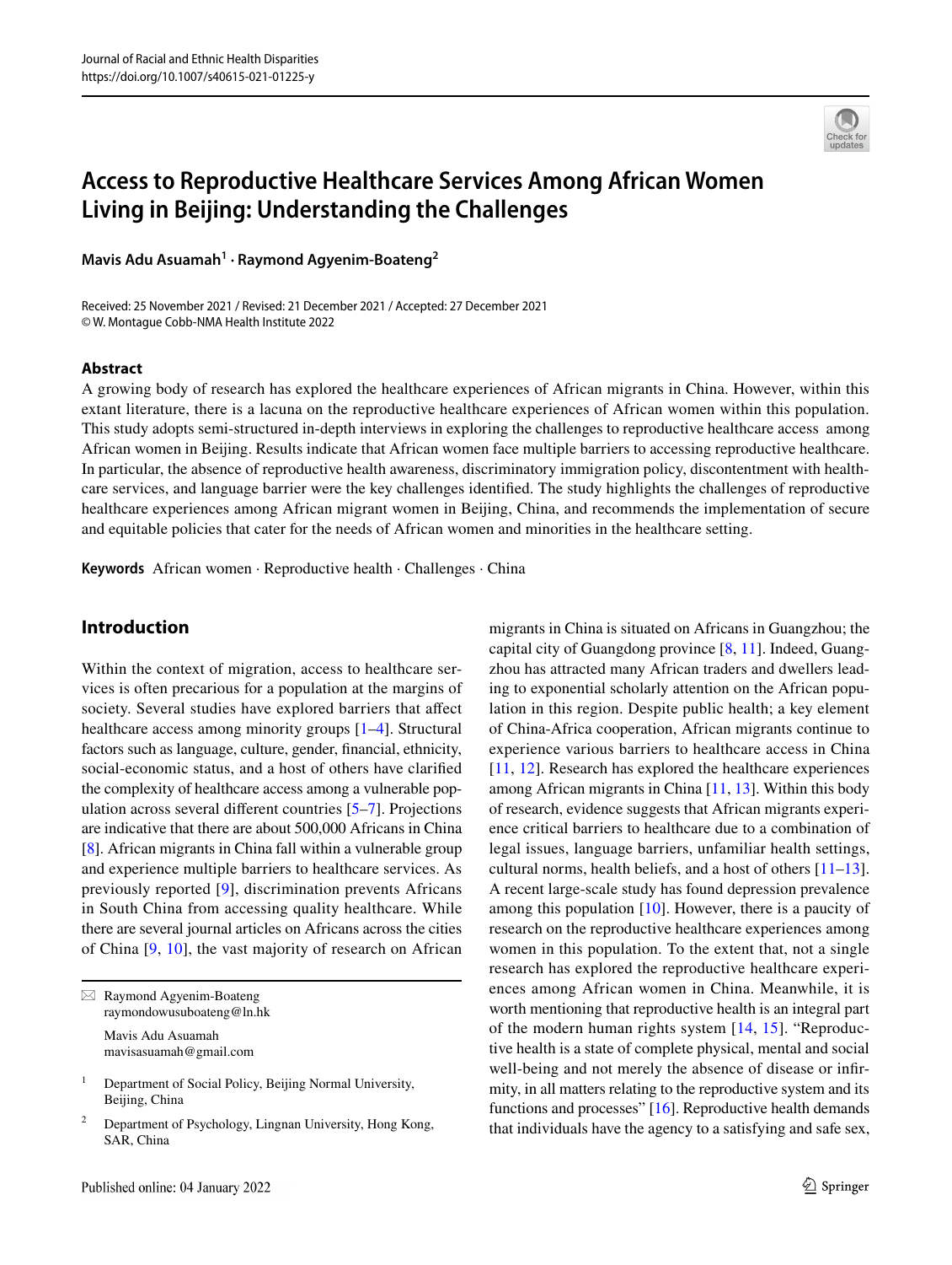# Access to Reproductive Healthcare Services Among African Women Living in Beijing: Understanding the Challenges

**Mavis Adu Asuamah[1] · Raymond Agyenim-Boateng[2]**

Received: 25 November 2021 / Revised: 21 December 2021 / Accepted: 27 December 2021
© W. Montague Cobb-NMA Health Institute 2022

## Abstract

A growing body of research has explored the healthcare experiences of African migrants in China. However, within this extant literature, there is a lacuna on the reproductive healthcare experiences of African women within this population. This study adopts semi-structured in-depth interviews in exploring the challenges to reproductive healthcare access among African women in Beijing. Results indicate that African women face multiple barriers to accessing reproductive healthcare. In particular, the absence of reproductive health awareness, discriminatory immigration policy, discontentment with healthcare services, and language barrier were the key challenges identified. The study highlights the challenges of reproductive healthcare experiences among African migrant women in Beijing, China, and recommends the implementation of secure and equitable policies that cater for the needs of African women and minorities in the healthcare setting.

**Keywords** African women · Reproductive health · Challenges · China

## Introduction

Within the context of migration, access to healthcare services is often precarious for a population at the margins of society. Several studies have explored barriers that affect healthcare access among minority groups [1–4]. Structural factors such as language, culture, gender, financial, ethnicity, social-economic status, and a host of others have clarified the complexity of healthcare access among a vulnerable population across several different countries [5–7]. Projections are indicative that there are about 500,000 Africans in China [8]. African migrants in China fall within a vulnerable group and experience multiple barriers to healthcare services. As previously reported [9], discrimination prevents Africans in South China from accessing quality healthcare. While there are several journal articles on Africans across the cities of China [9, 10], the vast majority of research on African migrants in China is situated on Africans in Guangzhou; the capital city of Guangdong province [8, 11]. Indeed, Guangzhou has attracted many African traders and dwellers leading to exponential scholarly attention on the African population in this region. Despite public health; a key element of China-Africa cooperation, African migrants continue to experience various barriers to healthcare access in China [11, 12]. Research has explored the healthcare experiences among African migrants in China [11, 13]. Within this body of research, evidence suggests that African migrants experience critical barriers to healthcare due to a combination of legal issues, language barriers, unfamiliar health settings, cultural norms, health beliefs, and a host of others [11–13]. A recent large-scale study has found depression prevalence among this population [10]. However, there is a paucity of research on the reproductive healthcare experiences among women in this population. To the extent that, not a single research has explored the reproductive healthcare experiences among African women in China. Meanwhile, it is worth mentioning that reproductive health is an integral part of the modern human rights system [14, 15]. "Reproductive health is a state of complete physical, mental and social well-being and not merely the absence of disease or infirmity, in all matters relating to the reproductive system and its functions and processes" [16]. Reproductive health demands that individuals have the agency to a satisfying and safe sex,

---

✉ Raymond Agyenim-Boateng
raymondowusuboateng@ln.hk

Mavis Adu Asuamah
mavisasuamah@gmail.com

[1] Department of Social Policy, Beijing Normal University, Beijing, China

[2] Department of Psychology, Lingnan University, Hong Kong, SAR, China

Published online: 04 January 2022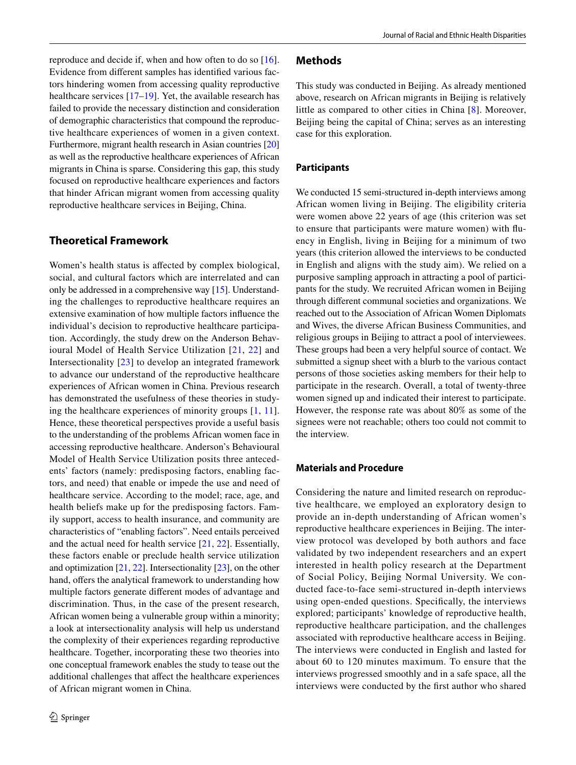reproduce and decide if, when and how often to do so [16]. Evidence from different samples has identified various factors hindering women from accessing quality reproductive healthcare services [17–19]. Yet, the available research has failed to provide the necessary distinction and consideration of demographic characteristics that compound the reproductive healthcare experiences of women in a given context. Furthermore, migrant health research in Asian countries [20] as well as the reproductive healthcare experiences of African migrants in China is sparse. Considering this gap, this study focused on reproductive healthcare experiences and factors that hinder African migrant women from accessing quality reproductive healthcare services in Beijing, China.

## Theoretical Framework

Women's health status is affected by complex biological, social, and cultural factors which are interrelated and can only be addressed in a comprehensive way [15]. Understanding the challenges to reproductive healthcare requires an extensive examination of how multiple factors influence the individual's decision to reproductive healthcare participation. Accordingly, the study drew on the Anderson Behavioural Model of Health Service Utilization [21, 22] and Intersectionality [23] to develop an integrated framework to advance our understand of the reproductive healthcare experiences of African women in China. Previous research has demonstrated the usefulness of these theories in studying the healthcare experiences of minority groups [1, 11]. Hence, these theoretical perspectives provide a useful basis to the understanding of the problems African women face in accessing reproductive healthcare. Anderson's Behavioural Model of Health Service Utilization posits three antecedents' factors (namely: predisposing factors, enabling factors, and need) that enable or impede the use and need of healthcare service. According to the model; race, age, and health beliefs make up for the predisposing factors. Family support, access to health insurance, and community are characteristics of "enabling factors". Need entails perceived and the actual need for health service [21, 22]. Essentially, these factors enable or preclude health service utilization and optimization [21, 22]. Intersectionality [23], on the other hand, offers the analytical framework to understanding how multiple factors generate different modes of advantage and discrimination. Thus, in the case of the present research, African women being a vulnerable group within a minority; a look at intersectionality analysis will help us understand the complexity of their experiences regarding reproductive healthcare. Together, incorporating these two theories into one conceptual framework enables the study to tease out the additional challenges that affect the healthcare experiences of African migrant women in China.

## Methods

This study was conducted in Beijing. As already mentioned above, research on African migrants in Beijing is relatively little as compared to other cities in China [8]. Moreover, Beijing being the capital of China; serves as an interesting case for this exploration.

### Participants

We conducted 15 semi-structured in-depth interviews among African women living in Beijing. The eligibility criteria were women above 22 years of age (this criterion was set to ensure that participants were mature women) with fluency in English, living in Beijing for a minimum of two years (this criterion allowed the interviews to be conducted in English and aligns with the study aim). We relied on a purposive sampling approach in attracting a pool of participants for the study. We recruited African women in Beijing through different communal societies and organizations. We reached out to the Association of African Women Diplomats and Wives, the diverse African Business Communities, and religious groups in Beijing to attract a pool of interviewees. These groups had been a very helpful source of contact. We submitted a signup sheet with a blurb to the various contact persons of those societies asking members for their help to participate in the research. Overall, a total of twenty-three women signed up and indicated their interest to participate. However, the response rate was about 80% as some of the signees were not reachable; others too could not commit to the interview.

### Materials and Procedure

Considering the nature and limited research on reproductive healthcare, we employed an exploratory design to provide an in-depth understanding of African women's reproductive healthcare experiences in Beijing. The interview protocol was developed by both authors and face validated by two independent researchers and an expert interested in health policy research at the Department of Social Policy, Beijing Normal University. We conducted face-to-face semi-structured in-depth interviews using open-ended questions. Specifically, the interviews explored; participants' knowledge of reproductive health, reproductive healthcare participation, and the challenges associated with reproductive healthcare access in Beijing. The interviews were conducted in English and lasted for about 60 to 120 minutes maximum. To ensure that the interviews progressed smoothly and in a safe space, all the interviews were conducted by the first author who shared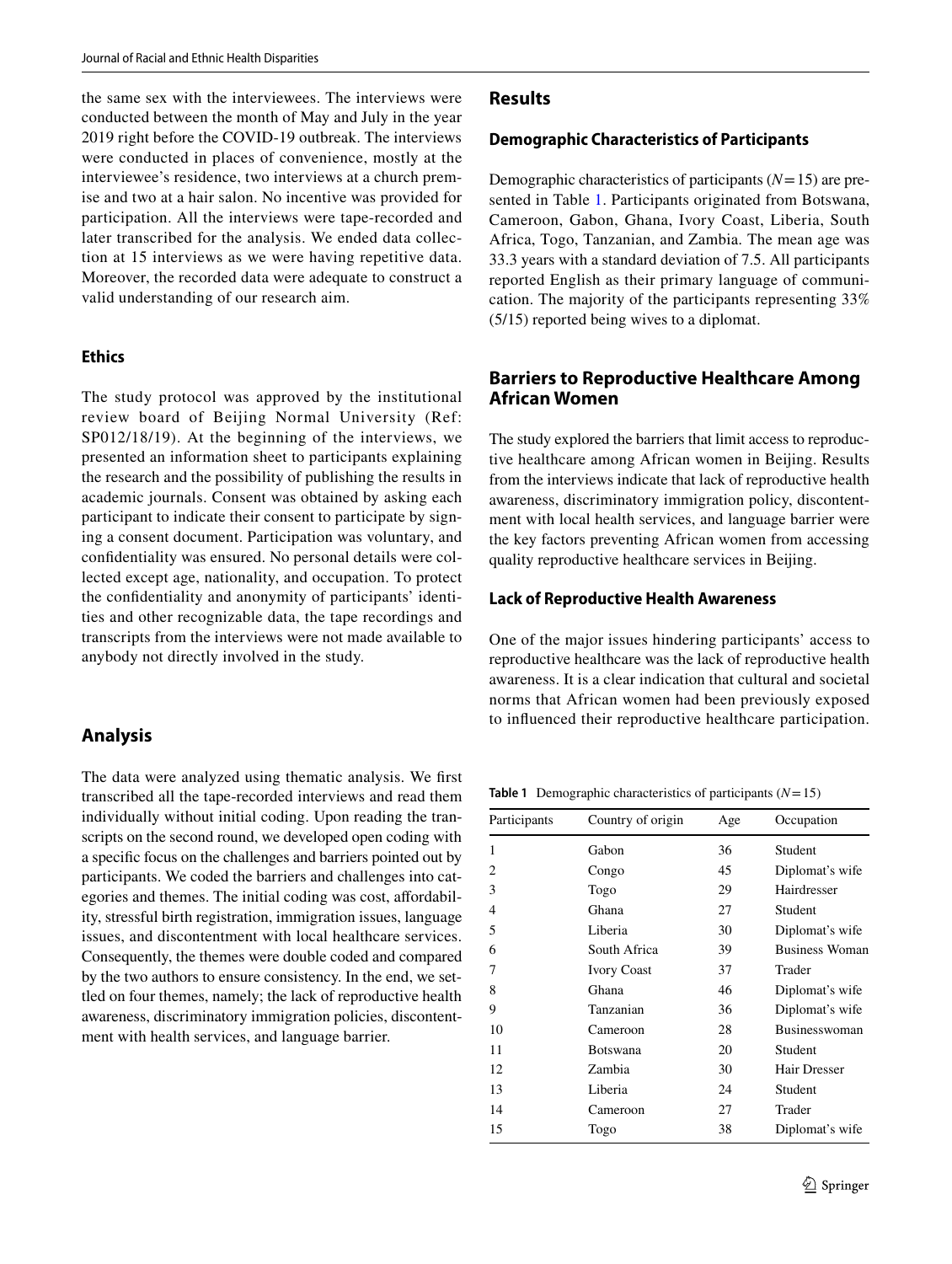the same sex with the interviewees. The interviews were conducted between the month of May and July in the year 2019 right before the COVID-19 outbreak. The interviews were conducted in places of convenience, mostly at the interviewee's residence, two interviews at a church premise and two at a hair salon. No incentive was provided for participation. All the interviews were tape-recorded and later transcribed for the analysis. We ended data collection at 15 interviews as we were having repetitive data. Moreover, the recorded data were adequate to construct a valid understanding of our research aim.

### Ethics

The study protocol was approved by the institutional review board of Beijing Normal University (Ref: SP012/18/19). At the beginning of the interviews, we presented an information sheet to participants explaining the research and the possibility of publishing the results in academic journals. Consent was obtained by asking each participant to indicate their consent to participate by signing a consent document. Participation was voluntary, and confidentiality was ensured. No personal details were collected except age, nationality, and occupation. To protect the confidentiality and anonymity of participants' identities and other recognizable data, the tape recordings and transcripts from the interviews were not made available to anybody not directly involved in the study.

## Analysis

The data were analyzed using thematic analysis. We first transcribed all the tape-recorded interviews and read them individually without initial coding. Upon reading the transcripts on the second round, we developed open coding with a specific focus on the challenges and barriers pointed out by participants. We coded the barriers and challenges into categories and themes. The initial coding was cost, affordability, stressful birth registration, immigration issues, language issues, and discontentment with local healthcare services. Consequently, the themes were double coded and compared by the two authors to ensure consistency. In the end, we settled on four themes, namely; the lack of reproductive health awareness, discriminatory immigration policies, discontentment with health services, and language barrier.

## Results

### Demographic Characteristics of Participants

Demographic characteristics of participants ($N=15$) are presented in Table 1. Participants originated from Botswana, Cameroon, Gabon, Ghana, Ivory Coast, Liberia, South Africa, Togo, Tanzanian, and Zambia. The mean age was 33.3 years with a standard deviation of 7.5. All participants reported English as their primary language of communication. The majority of the participants representing 33% (5/15) reported being wives to a diplomat.

**Table 1** Demographic characteristics of participants ($N=15$)

| Participants | Country of origin | Age | Occupation |
|---|---|---|---|
| 1 | Gabon | 36 | Student |
| 2 | Congo | 45 | Diplomat's wife |
| 3 | Togo | 29 | Hairdresser |
| 4 | Ghana | 27 | Student |
| 5 | Liberia | 30 | Diplomat's wife |
| 6 | South Africa | 39 | Business Woman |
| 7 | Ivory Coast | 37 | Trader |
| 8 | Ghana | 46 | Diplomat's wife |
| 9 | Tanzanian | 36 | Diplomat's wife |
| 10 | Cameroon | 28 | Businesswoman |
| 11 | Botswana | 20 | Student |
| 12 | Zambia | 30 | Hair Dresser |
| 13 | Liberia | 24 | Student |
| 14 | Cameroon | 27 | Trader |
| 15 | Togo | 38 | Diplomat's wife |

## Barriers to Reproductive Healthcare Among African Women

The study explored the barriers that limit access to reproductive healthcare among African women in Beijing. Results from the interviews indicate that lack of reproductive health awareness, discriminatory immigration policy, discontentment with local health services, and language barrier were the key factors preventing African women from accessing quality reproductive healthcare services in Beijing.

### Lack of Reproductive Health Awareness

One of the major issues hindering participants' access to reproductive healthcare was the lack of reproductive health awareness. It is a clear indication that cultural and societal norms that African women had been previously exposed to influenced their reproductive healthcare participation.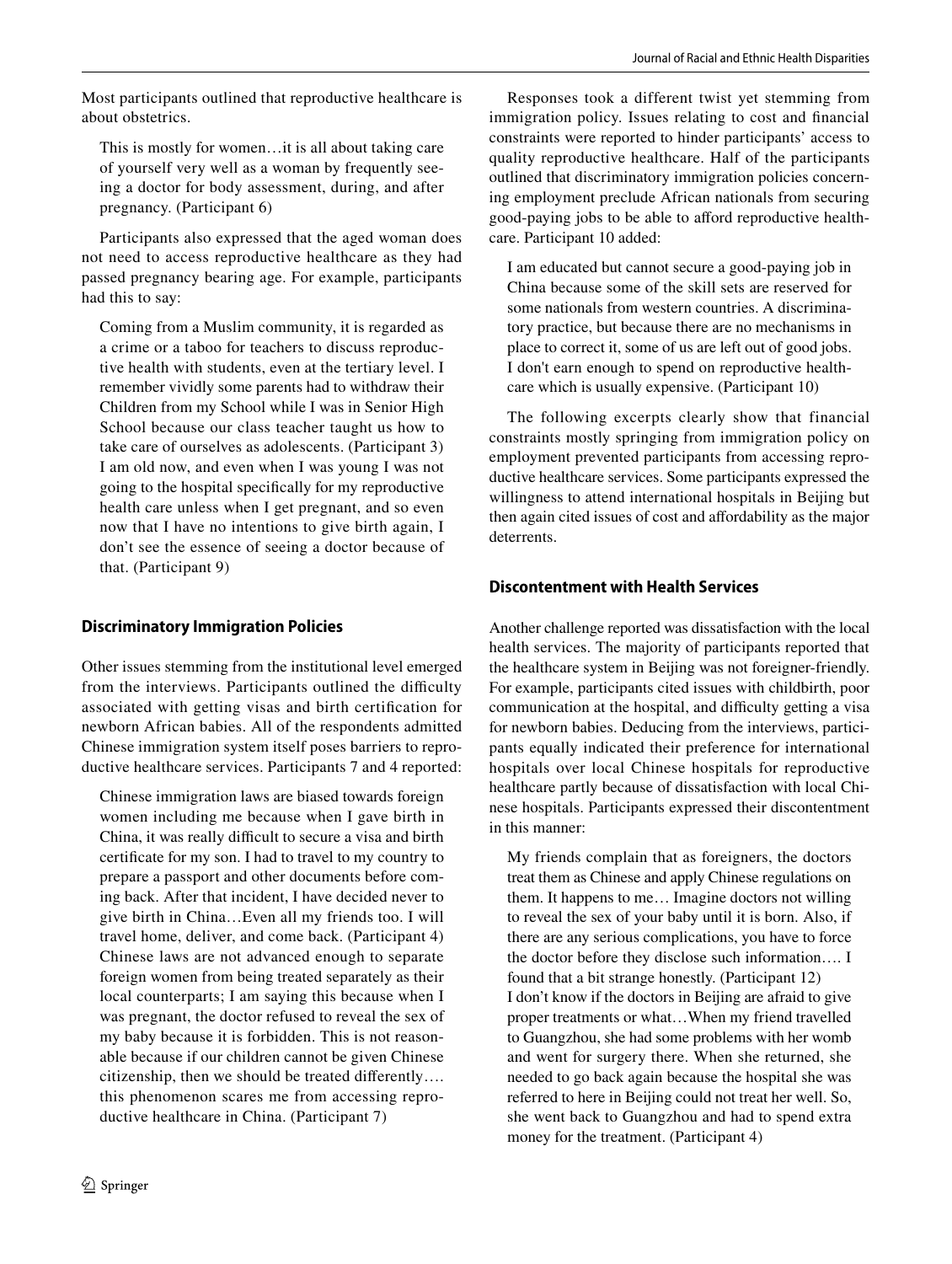Most participants outlined that reproductive healthcare is about obstetrics.

> This is mostly for women…it is all about taking care of yourself very well as a woman by frequently seeing a doctor for body assessment, during, and after pregnancy. (Participant 6)

Participants also expressed that the aged woman does not need to access reproductive healthcare as they had passed pregnancy bearing age. For example, participants had this to say:

> Coming from a Muslim community, it is regarded as a crime or a taboo for teachers to discuss reproductive health with students, even at the tertiary level. I remember vividly some parents had to withdraw their Children from my School while I was in Senior High School because our class teacher taught us how to take care of ourselves as adolescents. (Participant 3)
> I am old now, and even when I was young I was not going to the hospital specifically for my reproductive health care unless when I get pregnant, and so even now that I have no intentions to give birth again, I don't see the essence of seeing a doctor because of that. (Participant 9)

## Discriminatory Immigration Policies

Other issues stemming from the institutional level emerged from the interviews. Participants outlined the difficulty associated with getting visas and birth certification for newborn African babies. All of the respondents admitted Chinese immigration system itself poses barriers to reproductive healthcare services. Participants 7 and 4 reported:

> Chinese immigration laws are biased towards foreign women including me because when I gave birth in China, it was really difficult to secure a visa and birth certificate for my son. I had to travel to my country to prepare a passport and other documents before coming back. After that incident, I have decided never to give birth in China…Even all my friends too. I will travel home, deliver, and come back. (Participant 4)
> Chinese laws are not advanced enough to separate foreign women from being treated separately as their local counterparts; I am saying this because when I was pregnant, the doctor refused to reveal the sex of my baby because it is forbidden. This is not reasonable because if our children cannot be given Chinese citizenship, then we should be treated differently…. this phenomenon scares me from accessing reproductive healthcare in China. (Participant 7)

Responses took a different twist yet stemming from immigration policy. Issues relating to cost and financial constraints were reported to hinder participants' access to quality reproductive healthcare. Half of the participants outlined that discriminatory immigration policies concerning employment preclude African nationals from securing good-paying jobs to be able to afford reproductive healthcare. Participant 10 added:

> I am educated but cannot secure a good-paying job in China because some of the skill sets are reserved for some nationals from western countries. A discriminatory practice, but because there are no mechanisms in place to correct it, some of us are left out of good jobs. I don't earn enough to spend on reproductive healthcare which is usually expensive. (Participant 10)

The following excerpts clearly show that financial constraints mostly springing from immigration policy on employment prevented participants from accessing reproductive healthcare services. Some participants expressed the willingness to attend international hospitals in Beijing but then again cited issues of cost and affordability as the major deterrents.

## Discontentment with Health Services

Another challenge reported was dissatisfaction with the local health services. The majority of participants reported that the healthcare system in Beijing was not foreigner-friendly. For example, participants cited issues with childbirth, poor communication at the hospital, and difficulty getting a visa for newborn babies. Deducing from the interviews, participants equally indicated their preference for international hospitals over local Chinese hospitals for reproductive healthcare partly because of dissatisfaction with local Chinese hospitals. Participants expressed their discontentment in this manner:

> My friends complain that as foreigners, the doctors treat them as Chinese and apply Chinese regulations on them. It happens to me… Imagine doctors not willing to reveal the sex of your baby until it is born. Also, if there are any serious complications, you have to force the doctor before they disclose such information…. I found that a bit strange honestly. (Participant 12)
> I don't know if the doctors in Beijing are afraid to give proper treatments or what…When my friend travelled to Guangzhou, she had some problems with her womb and went for surgery there. When she returned, she needed to go back again because the hospital she was referred to here in Beijing could not treat her well. So, she went back to Guangzhou and had to spend extra money for the treatment. (Participant 4)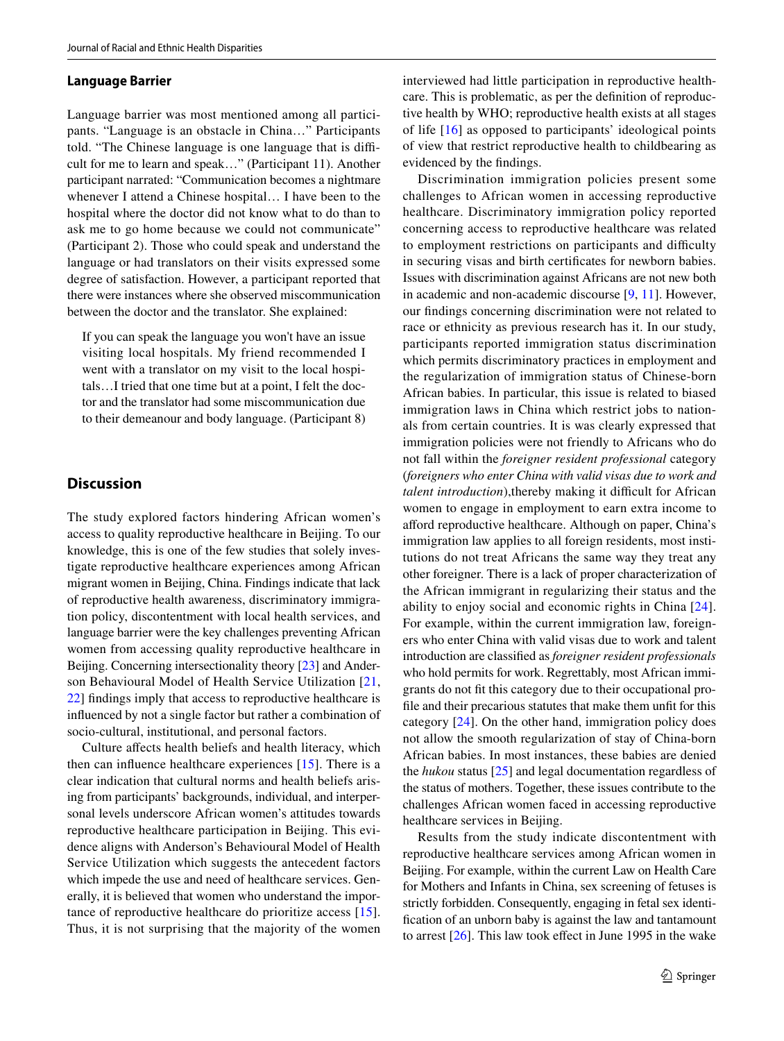### Language Barrier

Language barrier was most mentioned among all participants. "Language is an obstacle in China…" Participants told. "The Chinese language is one language that is difficult for me to learn and speak…" (Participant 11). Another participant narrated: "Communication becomes a nightmare whenever I attend a Chinese hospital… I have been to the hospital where the doctor did not know what to do than to ask me to go home because we could not communicate" (Participant 2). Those who could speak and understand the language or had translators on their visits expressed some degree of satisfaction. However, a participant reported that there were instances where she observed miscommunication between the doctor and the translator. She explained:

> If you can speak the language you won't have an issue visiting local hospitals. My friend recommended I went with a translator on my visit to the local hospitals…I tried that one time but at a point, I felt the doctor and the translator had some miscommunication due to their demeanour and body language. (Participant 8)

## Discussion

The study explored factors hindering African women's access to quality reproductive healthcare in Beijing. To our knowledge, this is one of the few studies that solely investigate reproductive healthcare experiences among African migrant women in Beijing, China. Findings indicate that lack of reproductive health awareness, discriminatory immigration policy, discontentment with local health services, and language barrier were the key challenges preventing African women from accessing quality reproductive healthcare in Beijing. Concerning intersectionality theory [23] and Anderson Behavioural Model of Health Service Utilization [21, 22] findings imply that access to reproductive healthcare is influenced by not a single factor but rather a combination of socio-cultural, institutional, and personal factors.

Culture affects health beliefs and health literacy, which then can influence healthcare experiences [15]. There is a clear indication that cultural norms and health beliefs arising from participants' backgrounds, individual, and interpersonal levels underscore African women's attitudes towards reproductive healthcare participation in Beijing. This evidence aligns with Anderson's Behavioural Model of Health Service Utilization which suggests the antecedent factors which impede the use and need of healthcare services. Generally, it is believed that women who understand the importance of reproductive healthcare do prioritize access [15]. Thus, it is not surprising that the majority of the women interviewed had little participation in reproductive healthcare. This is problematic, as per the definition of reproductive health by WHO; reproductive health exists at all stages of life [16] as opposed to participants' ideological points of view that restrict reproductive health to childbearing as evidenced by the findings.

Discrimination immigration policies present some challenges to African women in accessing reproductive healthcare. Discriminatory immigration policy reported concerning access to reproductive healthcare was related to employment restrictions on participants and difficulty in securing visas and birth certificates for newborn babies. Issues with discrimination against Africans are not new both in academic and non-academic discourse [9, 11]. However, our findings concerning discrimination were not related to race or ethnicity as previous research has it. In our study, participants reported immigration status discrimination which permits discriminatory practices in employment and the regularization of immigration status of Chinese-born African babies. In particular, this issue is related to biased immigration laws in China which restrict jobs to nationals from certain countries. It is was clearly expressed that immigration policies were not friendly to Africans who do not fall within the *foreigner resident professional* category (*foreigners who enter China with valid visas due to work and talent introduction*),thereby making it difficult for African women to engage in employment to earn extra income to afford reproductive healthcare. Although on paper, China's immigration law applies to all foreign residents, most institutions do not treat Africans the same way they treat any other foreigner. There is a lack of proper characterization of the African immigrant in regularizing their status and the ability to enjoy social and economic rights in China [24]. For example, within the current immigration law, foreigners who enter China with valid visas due to work and talent introduction are classified as *foreigner resident professionals* who hold permits for work. Regrettably, most African immigrants do not fit this category due to their occupational profile and their precarious statutes that make them unfit for this category [24]. On the other hand, immigration policy does not allow the smooth regularization of stay of China-born African babies. In most instances, these babies are denied the *hukou* status [25] and legal documentation regardless of the status of mothers. Together, these issues contribute to the challenges African women faced in accessing reproductive healthcare services in Beijing.

Results from the study indicate discontentment with reproductive healthcare services among African women in Beijing. For example, within the current Law on Health Care for Mothers and Infants in China, sex screening of fetuses is strictly forbidden. Consequently, engaging in fetal sex identification of an unborn baby is against the law and tantamount to arrest [26]. This law took effect in June 1995 in the wake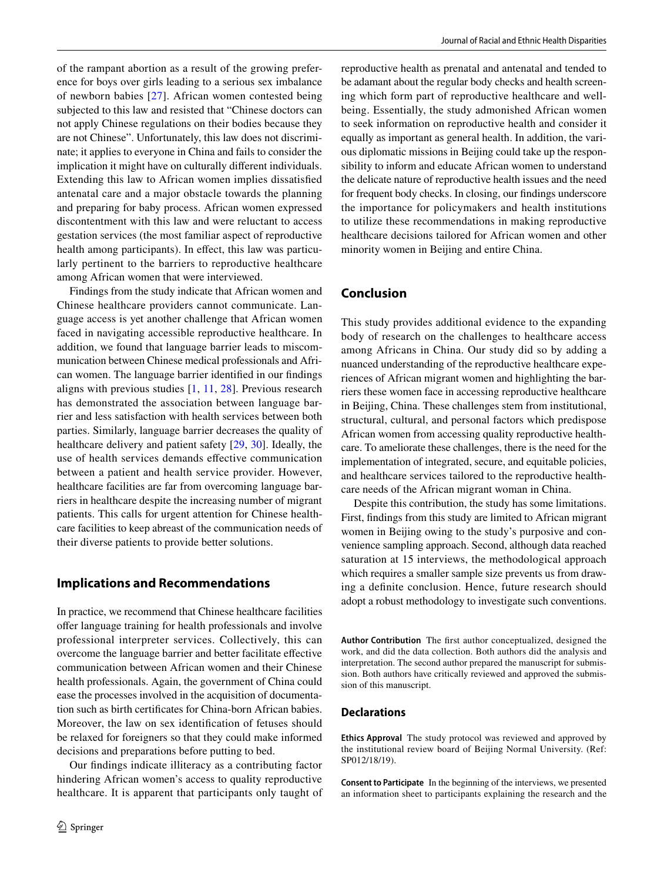of the rampant abortion as a result of the growing preference for boys over girls leading to a serious sex imbalance of newborn babies [27]. African women contested being subjected to this law and resisted that "Chinese doctors can not apply Chinese regulations on their bodies because they are not Chinese". Unfortunately, this law does not discriminate; it applies to everyone in China and fails to consider the implication it might have on culturally different individuals. Extending this law to African women implies dissatisfied antenatal care and a major obstacle towards the planning and preparing for baby process. African women expressed discontentment with this law and were reluctant to access gestation services (the most familiar aspect of reproductive health among participants). In effect, this law was particularly pertinent to the barriers to reproductive healthcare among African women that were interviewed.

Findings from the study indicate that African women and Chinese healthcare providers cannot communicate. Language access is yet another challenge that African women faced in navigating accessible reproductive healthcare. In addition, we found that language barrier leads to miscommunication between Chinese medical professionals and African women. The language barrier identified in our findings aligns with previous studies [1, 11, 28]. Previous research has demonstrated the association between language barrier and less satisfaction with health services between both parties. Similarly, language barrier decreases the quality of healthcare delivery and patient safety [29, 30]. Ideally, the use of health services demands effective communication between a patient and health service provider. However, healthcare facilities are far from overcoming language barriers in healthcare despite the increasing number of migrant patients. This calls for urgent attention for Chinese healthcare facilities to keep abreast of the communication needs of their diverse patients to provide better solutions.

## Implications and Recommendations

In practice, we recommend that Chinese healthcare facilities offer language training for health professionals and involve professional interpreter services. Collectively, this can overcome the language barrier and better facilitate effective communication between African women and their Chinese health professionals. Again, the government of China could ease the processes involved in the acquisition of documentation such as birth certificates for China-born African babies. Moreover, the law on sex identification of fetuses should be relaxed for foreigners so that they could make informed decisions and preparations before putting to bed.

Our findings indicate illiteracy as a contributing factor hindering African women's access to quality reproductive healthcare. It is apparent that participants only taught of reproductive health as prenatal and antenatal and tended to be adamant about the regular body checks and health screening which form part of reproductive healthcare and wellbeing. Essentially, the study admonished African women to seek information on reproductive health and consider it equally as important as general health. In addition, the various diplomatic missions in Beijing could take up the responsibility to inform and educate African women to understand the delicate nature of reproductive health issues and the need for frequent body checks. In closing, our findings underscore the importance for policymakers and health institutions to utilize these recommendations in making reproductive healthcare decisions tailored for African women and other minority women in Beijing and entire China.

## Conclusion

This study provides additional evidence to the expanding body of research on the challenges to healthcare access among Africans in China. Our study did so by adding a nuanced understanding of the reproductive healthcare experiences of African migrant women and highlighting the barriers these women face in accessing reproductive healthcare in Beijing, China. These challenges stem from institutional, structural, cultural, and personal factors which predispose African women from accessing quality reproductive healthcare. To ameliorate these challenges, there is the need for the implementation of integrated, secure, and equitable policies, and healthcare services tailored to the reproductive healthcare needs of the African migrant woman in China.

Despite this contribution, the study has some limitations. First, findings from this study are limited to African migrant women in Beijing owing to the study's purposive and convenience sampling approach. Second, although data reached saturation at 15 interviews, the methodological approach which requires a smaller sample size prevents us from drawing a definite conclusion. Hence, future research should adopt a robust methodology to investigate such conventions.

**Author Contribution** The first author conceptualized, designed the work, and did the data collection. Both authors did the analysis and interpretation. The second author prepared the manuscript for submission. Both authors have critically reviewed and approved the submission of this manuscript.

### Declarations

**Ethics Approval** The study protocol was reviewed and approved by the institutional review board of Beijing Normal University. (Ref: SP012/18/19).

**Consent to Participate** In the beginning of the interviews, we presented an information sheet to participants explaining the research and the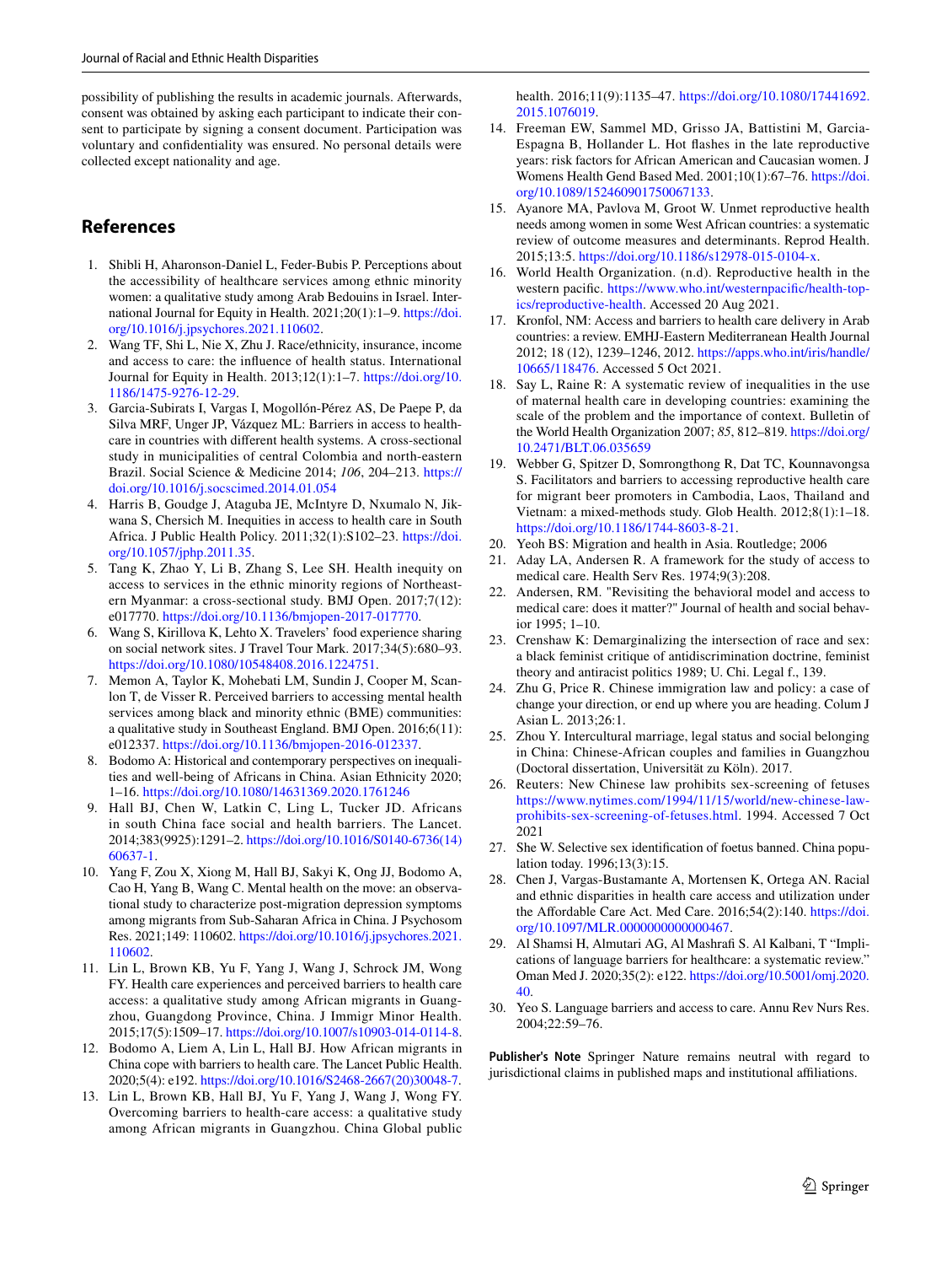possibility of publishing the results in academic journals. Afterwards, consent was obtained by asking each participant to indicate their consent to participate by signing a consent document. Participation was voluntary and confidentiality was ensured. No personal details were collected except nationality and age.

## References

1. Shibli H, Aharonson-Daniel L, Feder-Bubis P. Perceptions about the accessibility of healthcare services among ethnic minority women: a qualitative study among Arab Bedouins in Israel. International Journal for Equity in Health. 2021;20(1):1–9. https://doi.org/10.1016/j.jpsychores.2021.110602.
2. Wang TF, Shi L, Nie X, Zhu J. Race/ethnicity, insurance, income and access to care: the influence of health status. International Journal for Equity in Health. 2013;12(1):1–7. https://doi.org/10.1186/1475-9276-12-29.
3. Garcia-Subirats I, Vargas I, Mogollón-Pérez AS, De Paepe P, da Silva MRF, Unger JP, Vázquez ML: Barriers in access to healthcare in countries with different health systems. A cross-sectional study in municipalities of central Colombia and north-eastern Brazil. Social Science & Medicine 2014; *106*, 204–213. https://doi.org/10.1016/j.socscimed.2014.01.054
4. Harris B, Goudge J, Ataguba JE, McIntyre D, Nxumalo N, Jikwana S, Chersich M. Inequities in access to health care in South Africa. J Public Health Policy. 2011;32(1):S102–23. https://doi.org/10.1057/jphp.2011.35.
5. Tang K, Zhao Y, Li B, Zhang S, Lee SH. Health inequity on access to services in the ethnic minority regions of Northeastern Myanmar: a cross-sectional study. BMJ Open. 2017;7(12): e017770. https://doi.org/10.1136/bmjopen-2017-017770.
6. Wang S, Kirillova K, Lehto X. Travelers' food experience sharing on social network sites. J Travel Tour Mark. 2017;34(5):680–93. https://doi.org/10.1080/10548408.2016.1224751.
7. Memon A, Taylor K, Mohebati LM, Sundin J, Cooper M, Scanlon T, de Visser R. Perceived barriers to accessing mental health services among black and minority ethnic (BME) communities: a qualitative study in Southeast England. BMJ Open. 2016;6(11): e012337. https://doi.org/10.1136/bmjopen-2016-012337.
8. Bodomo A: Historical and contemporary perspectives on inequalities and well-being of Africans in China. Asian Ethnicity 2020; 1–16. https://doi.org/10.1080/14631369.2020.1761246
9. Hall BJ, Chen W, Latkin C, Ling L, Tucker JD. Africans in south China face social and health barriers. The Lancet. 2014;383(9925):1291–2. https://doi.org/10.1016/S0140-6736(14)60637-1.
10. Yang F, Zou X, Xiong M, Hall BJ, Sakyi K, Ong JJ, Bodomo A, Cao H, Yang B, Wang C. Mental health on the move: an observational study to characterize post-migration depression symptoms among migrants from Sub-Saharan Africa in China. J Psychosom Res. 2021;149: 110602. https://doi.org/10.1016/j.jpsychores.2021.110602.
11. Lin L, Brown KB, Yu F, Yang J, Schrock JM, Wong FY. Health care experiences and perceived barriers to health care access: a qualitative study among African migrants in Guangzhou, Guangdong Province, China. J Immigr Minor Health. 2015;17(5):1509–17. https://doi.org/10.1007/s10903-014-0114-8.
12. Bodomo A, Liem A, Lin L, Hall BJ. How African migrants in China cope with barriers to health care. The Lancet Public Health. 2020;5(4): e192. https://doi.org/10.1016/S2468-2667(20)30048-7.
13. Lin L, Brown KB, Hall BJ, Yu F, Yang J, Wang J, Wong FY. Overcoming barriers to health-care access: a qualitative study among African migrants in Guangzhou. China Global public health. 2016;11(9):1135–47. https://doi.org/10.1080/17441692.2015.1076019.
14. Freeman EW, Sammel MD, Grisso JA, Battistini M, Garcia-Espagna B, Hollander L. Hot flashes in the late reproductive years: risk factors for African American and Caucasian women. J Womens Health Gend Based Med. 2001;10(1):67–76. https://doi.org/10.1089/152460901750067133.
15. Ayanore MA, Pavlova M, Groot W. Unmet reproductive health needs among women in some West African countries: a systematic review of outcome measures and determinants. Reprod Health. 2015;13:5. https://doi.org/10.1186/s12978-015-0104-x.
16. World Health Organization. (n.d). Reproductive health in the western pacific. https://www.who.int/westernpacific/health-topics/reproductive-health. Accessed 20 Aug 2021.
17. Kronfol, NM: Access and barriers to health care delivery in Arab countries: a review. EMHJ-Eastern Mediterranean Health Journal 2012; 18 (12), 1239–1246, 2012. https://apps.who.int/iris/handle/10665/118476. Accessed 5 Oct 2021.
18. Say L, Raine R: A systematic review of inequalities in the use of maternal health care in developing countries: examining the scale of the problem and the importance of context. Bulletin of the World Health Organization 2007; *85*, 812–819. https://doi.org/10.2471/BLT.06.035659
19. Webber G, Spitzer D, Somrongthong R, Dat TC, Kounnavongsa S. Facilitators and barriers to accessing reproductive health care for migrant beer promoters in Cambodia, Laos, Thailand and Vietnam: a mixed-methods study. Glob Health. 2012;8(1):1–18. https://doi.org/10.1186/1744-8603-8-21.
20. Yeoh BS: Migration and health in Asia. Routledge; 2006
21. Aday LA, Andersen R. A framework for the study of access to medical care. Health Serv Res. 1974;9(3):208.
22. Andersen, RM. "Revisiting the behavioral model and access to medical care: does it matter?" Journal of health and social behavior 1995; 1–10.
23. Crenshaw K: Demarginalizing the intersection of race and sex: a black feminist critique of antidiscrimination doctrine, feminist theory and antiracist politics 1989; U. Chi. Legal f., 139.
24. Zhu G, Price R. Chinese immigration law and policy: a case of change your direction, or end up where you are heading. Colum J Asian L. 2013;26:1.
25. Zhou Y. Intercultural marriage, legal status and social belonging in China: Chinese-African couples and families in Guangzhou (Doctoral dissertation, Universität zu Köln). 2017.
26. Reuters: New Chinese law prohibits sex-screening of fetuses https://www.nytimes.com/1994/11/15/world/new-chinese-law-prohibits-sex-screening-of-fetuses.html. 1994. Accessed 7 Oct 2021
27. She W. Selective sex identification of foetus banned. China population today. 1996;13(3):15.
28. Chen J, Vargas-Bustamante A, Mortensen K, Ortega AN. Racial and ethnic disparities in health care access and utilization under the Affordable Care Act. Med Care. 2016;54(2):140. https://doi.org/10.1097/MLR.0000000000000467.
29. Al Shamsi H, Almutari AG, Al Mashrafi S. Al Kalbani, T "Implications of language barriers for healthcare: a systematic review." Oman Med J. 2020;35(2): e122. https://doi.org/10.5001/omj.2020.40.
30. Yeo S. Language barriers and access to care. Annu Rev Nurs Res. 2004;22:59–76.

**Publisher's Note** Springer Nature remains neutral with regard to jurisdictional claims in published maps and institutional affiliations.